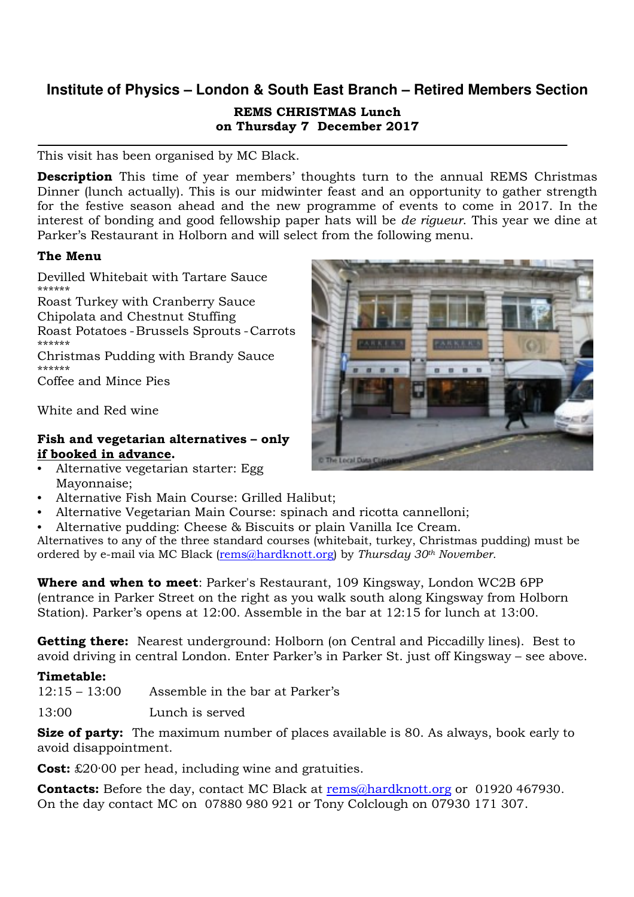## Institute of Physics – London & South East Branch – Retired Members Section

**REMS CHRISTMAS Lunch**
**on Thursday 7 December 2017**

---

This visit has been organised by MC Black.

**Description** This time of year members' thoughts turn to the annual REMS Christmas Dinner (lunch actually). This is our midwinter feast and an opportunity to gather strength for the festive season ahead and the new programme of events to come in 2017. In the interest of bonding and good fellowship paper hats will be *de rigueur*. This year we dine at Parker's Restaurant in Holborn and will select from the following menu.

**The Menu**

Devilled Whitebait with Tartare Sauce
******
Roast Turkey with Cranberry Sauce
Chipolata and Chestnut Stuffing
Roast Potatoes - Brussels Sprouts - Carrots
******
Christmas Pudding with Brandy Sauce
******
Coffee and Mince Pies

White and Red wine

**Fish and vegetarian alternatives – only <u>if booked in advance</u>.**

- Alternative vegetarian starter: Egg Mayonnaise;
- Alternative Fish Main Course: Grilled Halibut;
- Alternative Vegetarian Main Course: spinach and ricotta cannelloni;
- Alternative pudding: Cheese & Biscuits or plain Vanilla Ice Cream.

Alternatives to any of the three standard courses (whitebait, turkey, Christmas pudding) must be ordered by e-mail via MC Black (rems@hardknott.org) by *Thursday 30th November.*

**Where and when to meet**: Parker's Restaurant, 109 Kingsway, London WC2B 6PP (entrance in Parker Street on the right as you walk south along Kingsway from Holborn Station). Parker's opens at 12:00. Assemble in the bar at 12:15 for lunch at 13:00.

**Getting there:** Nearest underground: Holborn (on Central and Piccadilly lines). Best to avoid driving in central London. Enter Parker's in Parker St. just off Kingsway – see above.

**Timetable:**

| | |
|---|---|
| 12:15 – 13:00 | Assemble in the bar at Parker's |
| 13:00 | Lunch is served |

**Size of party:** The maximum number of places available is 80. As always, book early to avoid disappointment.

**Cost:** £20·00 per head, including wine and gratuities.

**Contacts:** Before the day, contact MC Black at rems@hardknott.org or 01920 467930. On the day contact MC on 07880 980 921 or Tony Colclough on 07930 171 307.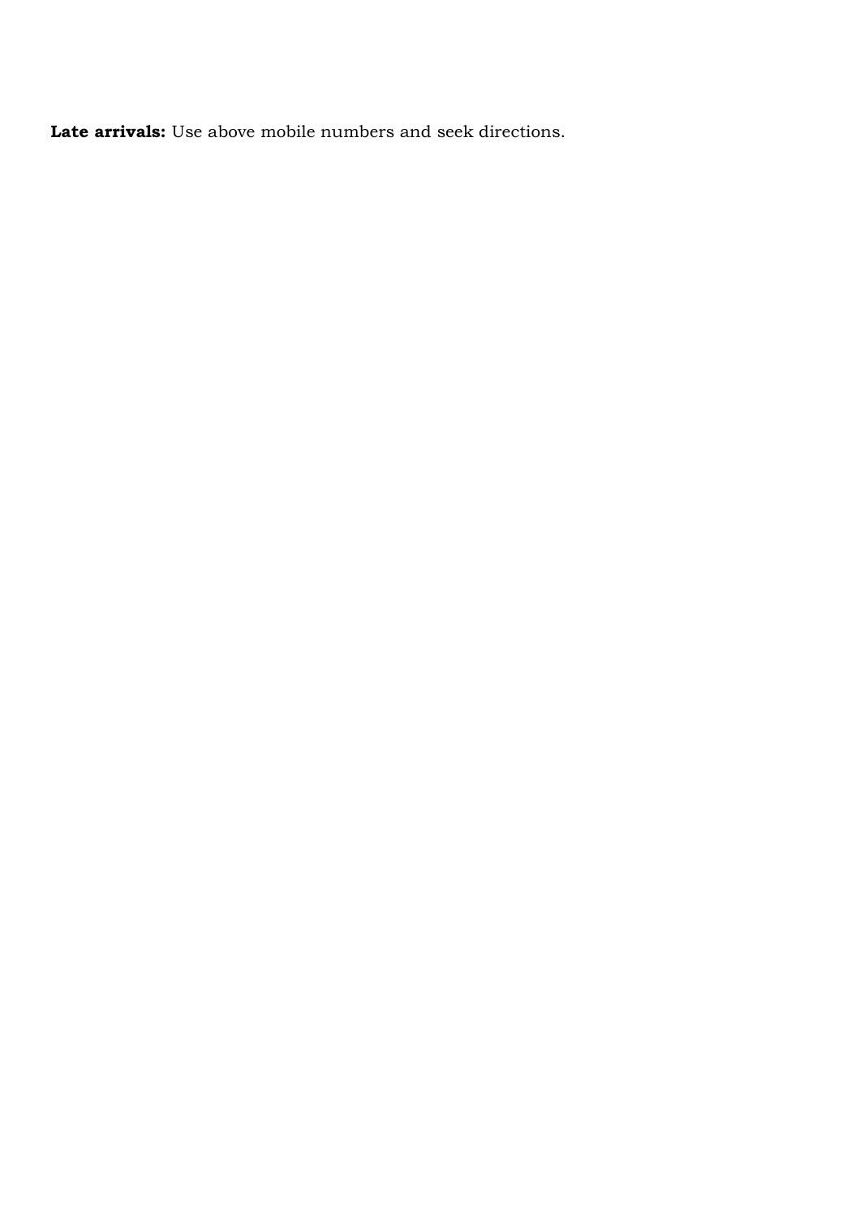**Late arrivals:** Use above mobile numbers and seek directions.